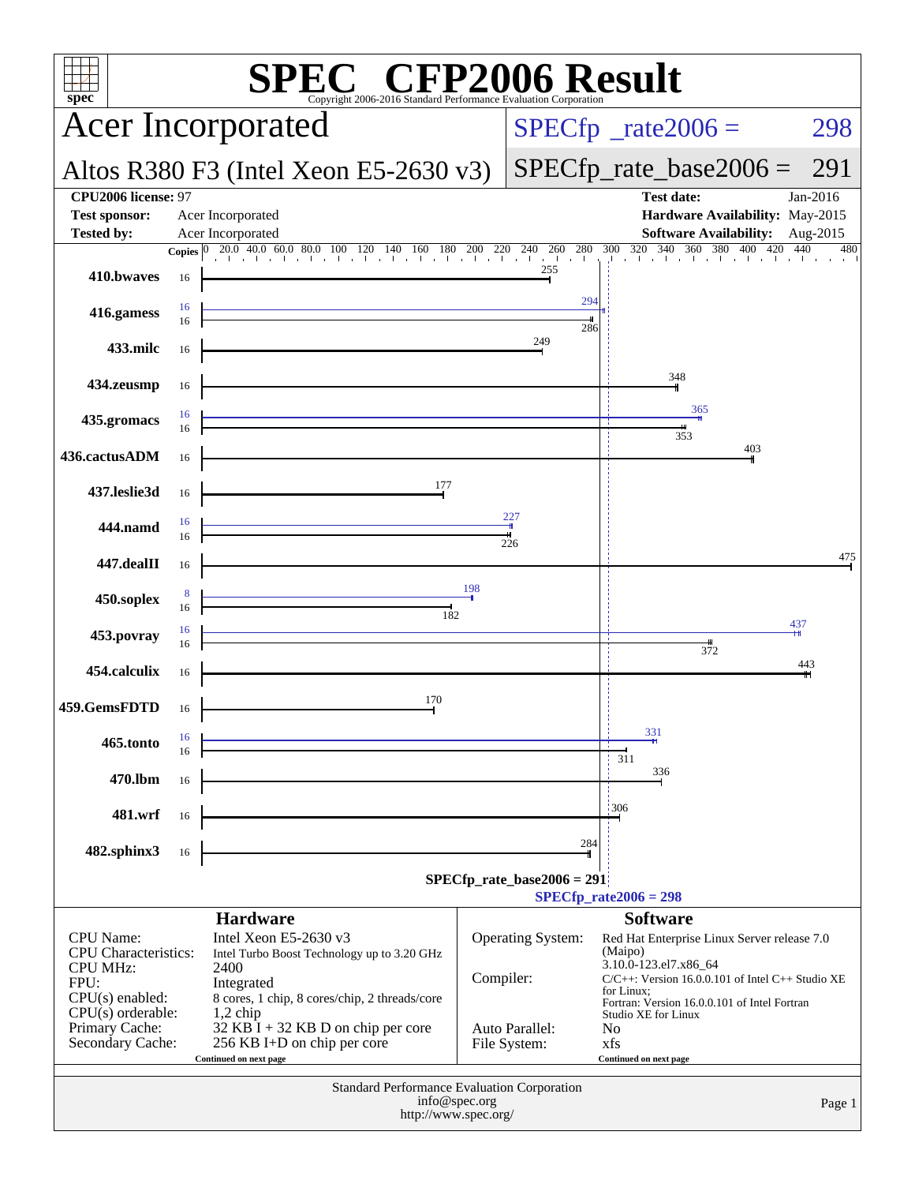# SPEC® CFP2006 Result

Copyright 2006-2016 Standard Performance Evaluation Corporation

## Acer Incorporated

**Altos R380 F3 (Intel Xeon E5-2630 v3)**

SPECfp_rate2006 = 298

SPECfp_rate_base2006 = 291

| | | | |
|---|---|---|---|
| **CPU2006 license:** 97 | | **Test date:** | Jan-2016 |
| **Test sponsor:** | Acer Incorporated | **Hardware Availability:** | May-2015 |
| **Tested by:** | Acer Incorporated | **Software Availability:** | Aug-2015 |

| Benchmark | Copies (peak) | Peak | Copies (base) | Base |
|---|---|---|---|---|
| 410.bwaves | | | 16 | 255 |
| 416.gamess | 16 | 294 | 16 | 286 |
| 433.milc | | | 16 | 249 |
| 434.zeusmp | | | 16 | 348 |
| 435.gromacs | 16 | 365 | 16 | 353 |
| 436.cactusADM | | | 16 | 403 |
| 437.leslie3d | | | 16 | 177 |
| 444.namd | 16 | 227 | 16 | 226 |
| 447.dealII | | | 16 | 475 |
| 450.soplex | 8 | 198 | 16 | 182 |
| 453.povray | 16 | 437 | 16 | 372 |
| 454.calculix | | | 16 | 443 |
| 459.GemsFDTD | | | 16 | 170 |
| 465.tonto | 16 | 331 | 16 | 311 |
| 470.lbm | | | 16 | 336 |
| 481.wrf | | | 16 | 306 |
| 482.sphinx3 | | | 16 | 284 |

SPECfp_rate_base2006 = 291

SPECfp_rate2006 = 298

### Hardware

| | |
|---|---|
| CPU Name: | Intel Xeon E5-2630 v3 |
| CPU Characteristics: | Intel Turbo Boost Technology up to 3.20 GHz |
| CPU MHz: | 2400 |
| FPU: | Integrated |
| CPU(s) enabled: | 8 cores, 1 chip, 8 cores/chip, 2 threads/core |
| CPU(s) orderable: | 1,2 chip |
| Primary Cache: | 32 KB I + 32 KB D on chip per core |
| Secondary Cache: | 256 KB I+D on chip per core |

Continued on next page

### Software

| | |
|---|---|
| Operating System: | Red Hat Enterprise Linux Server release 7.0 (Maipo) 3.10.0-123.el7.x86_64 |
| Compiler: | C/C++: Version 16.0.0.101 of Intel C++ Studio XE for Linux; Fortran: Version 16.0.0.101 of Intel Fortran Studio XE for Linux |
| Auto Parallel: | No |
| File System: | xfs |

Continued on next page

Standard Performance Evaluation Corporation
info@spec.org
http://www.spec.org/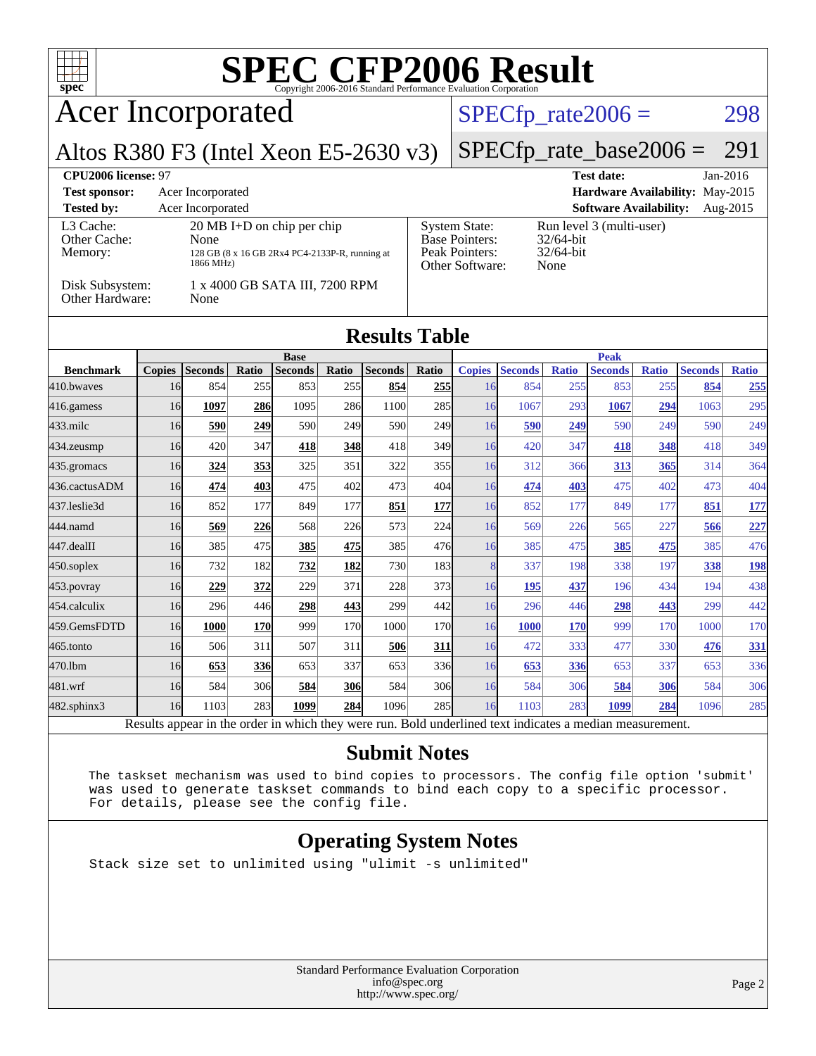# SPEC CFP2006 Result

Copyright 2006-2016 Standard Performance Evaluation Corporation

## Acer Incorporated

**Altos R380 F3 (Intel Xeon E5-2630 v3)**

SPECfp_rate2006 = 298

SPECfp_rate_base2006 = 291

| | | | |
|---|---|---|---|
| **CPU2006 license:** 97 | | **Test date:** | Jan-2016 |
| **Test sponsor:** | Acer Incorporated | **Hardware Availability:** | May-2015 |
| **Tested by:** | Acer Incorporated | **Software Availability:** | Aug-2015 |

| | | | |
|---|---|---|---|
| L3 Cache: | 20 MB I+D on chip per chip | System State: | Run level 3 (multi-user) |
| Other Cache: | None | Base Pointers: | 32/64-bit |
| Memory: | 128 GB (8 x 16 GB 2Rx4 PC4-2133P-R, running at 1866 MHz) | Peak Pointers: | 32/64-bit |
| Disk Subsystem: | 1 x 4000 GB SATA III, 7200 RPM | Other Software: | None |
| Other Hardware: | None | | |

## Results Table

| | Base | | | | | | | Peak | | | | | | |
|---|---|---|---|---|---|---|---|---|---|---|---|---|---|---|
| **Benchmark** | **Copies** | **Seconds** | **Ratio** | **Seconds** | **Ratio** | **Seconds** | **Ratio** | **Copies** | **Seconds** | **Ratio** | **Seconds** | **Ratio** | **Seconds** | **Ratio** |
| 410.bwaves | 16 | 854 | 255 | 853 | 255 | **854** | **255** | 16 | 854 | 255 | 853 | 255 | **854** | **255** |
| 416.gamess | 16 | **1097** | **286** | 1095 | 286 | 1100 | 285 | 16 | 1067 | 293 | **1067** | **294** | 1063 | 295 |
| 433.milc | 16 | **590** | **249** | 590 | 249 | 590 | 249 | 16 | **590** | **249** | 590 | 249 | 590 | 249 |
| 434.zeusmp | 16 | 420 | 347 | **418** | **348** | 418 | 349 | 16 | 420 | 347 | **418** | **348** | 418 | 349 |
| 435.gromacs | 16 | **324** | **353** | 325 | 351 | 322 | 355 | 16 | 312 | 366 | **313** | **365** | 314 | 364 |
| 436.cactusADM | 16 | **474** | **403** | 475 | 402 | 473 | 404 | 16 | **474** | **403** | 475 | 402 | 473 | 404 |
| 437.leslie3d | 16 | 852 | 177 | 849 | 177 | **851** | **177** | 16 | 852 | 177 | 849 | 177 | **851** | **177** |
| 444.namd | 16 | **569** | **226** | 568 | 226 | 573 | 224 | 16 | 569 | 226 | 565 | 227 | **566** | **227** |
| 447.dealII | 16 | 385 | 475 | **385** | **475** | 385 | 476 | 16 | 385 | 475 | **385** | **475** | 385 | 476 |
| 450.soplex | 16 | 732 | 182 | **732** | **182** | 730 | 183 | 8 | 337 | 198 | 338 | 197 | **338** | **198** |
| 453.povray | 16 | **229** | **372** | 229 | 371 | 228 | 373 | 16 | **195** | **437** | 196 | 434 | 194 | 438 |
| 454.calculix | 16 | 296 | 446 | **298** | **443** | 299 | 442 | 16 | 296 | 446 | **298** | **443** | 299 | 442 |
| 459.GemsFDTD | 16 | **1000** | **170** | 999 | 170 | 1000 | 170 | 16 | **1000** | **170** | 999 | 170 | 1000 | 170 |
| 465.tonto | 16 | 506 | 311 | 507 | 311 | **506** | **311** | 16 | 472 | 333 | 477 | 330 | **476** | **331** |
| 470.lbm | 16 | **653** | **336** | 653 | 337 | 653 | 336 | 16 | **653** | **336** | 653 | 337 | 653 | 336 |
| 481.wrf | 16 | 584 | 306 | **584** | **306** | 584 | 306 | 16 | 584 | 306 | **584** | **306** | 584 | 306 |
| 482.sphinx3 | 16 | 1103 | 283 | **1099** | **284** | 1096 | 285 | 16 | 1103 | 283 | **1099** | **284** | 1096 | 285 |

Results appear in the order in which they were run. Bold underlined text indicates a median measurement.

## Submit Notes

```
The taskset mechanism was used to bind copies to processors. The config file option 'submit'
was used to generate taskset commands to bind each copy to a specific processor.
For details, please see the config file.
```

## Operating System Notes

```
Stack size set to unlimited using "ulimit -s unlimited"
```

Standard Performance Evaluation Corporation
info@spec.org
http://www.spec.org/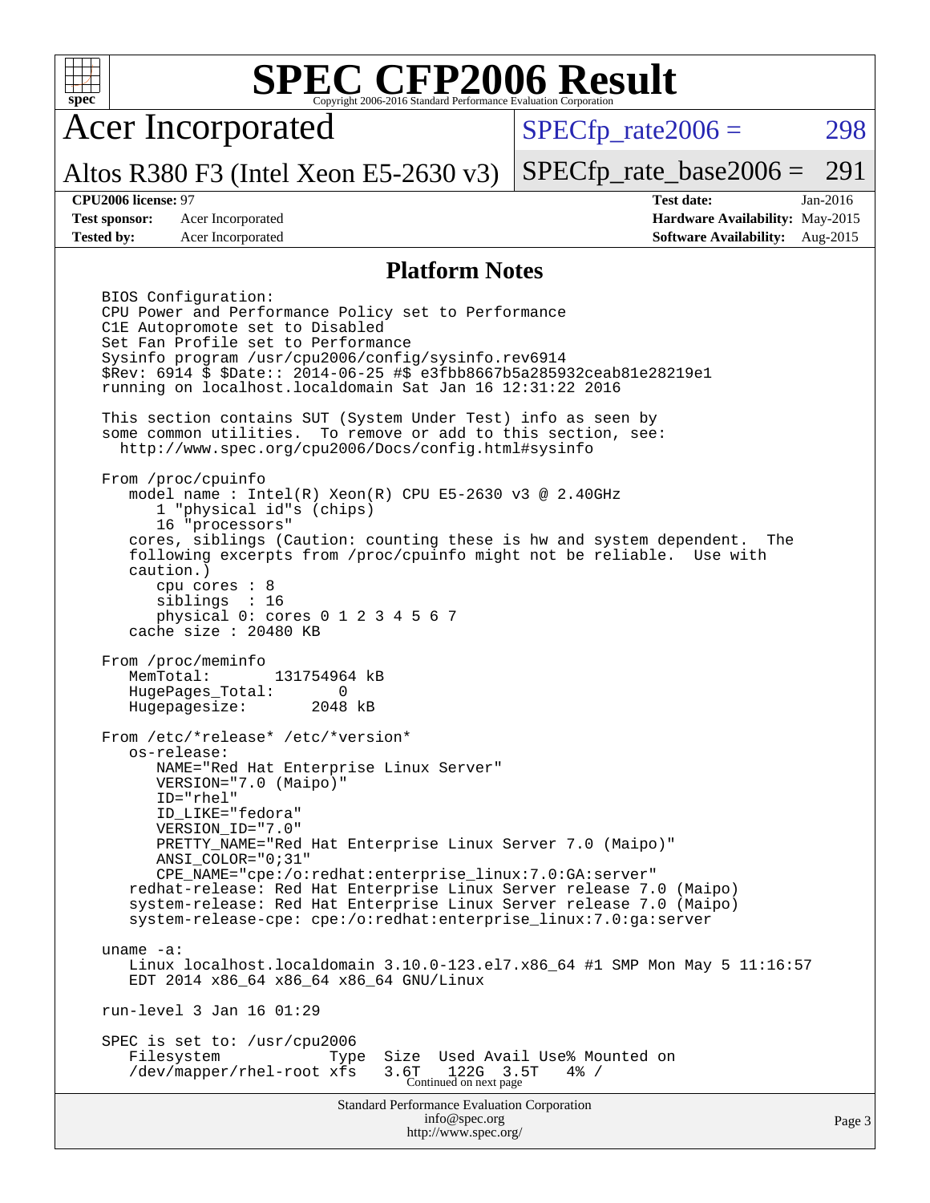# SPEC CFP2006 Result

Copyright 2006-2016 Standard Performance Evaluation Corporation

## Acer Incorporated

Altos R380 F3 (Intel Xeon E5-2630 v3)

SPECfp_rate2006 = 298

SPECfp_rate_base2006 = 291

| | | | |
|---|---|---|---|
| **CPU2006 license:** 97 | | **Test date:** | Jan-2016 |
| **Test sponsor:** | Acer Incorporated | **Hardware Availability:** | May-2015 |
| **Tested by:** | Acer Incorporated | **Software Availability:** | Aug-2015 |

### Platform Notes

```
BIOS Configuration:
CPU Power and Performance Policy set to Performance
C1E Autopromote set to Disabled
Set Fan Profile set to Performance
Sysinfo program /usr/cpu2006/config/sysinfo.rev6914
$Rev: 6914 $ $Date:: 2014-06-25 #$ e3fbb8667b5a285932ceab81e28219e1
running on localhost.localdomain Sat Jan 16 12:31:22 2016

This section contains SUT (System Under Test) info as seen by
some common utilities.  To remove or add to this section, see:
  http://www.spec.org/cpu2006/Docs/config.html#sysinfo

From /proc/cpuinfo
   model name : Intel(R) Xeon(R) CPU E5-2630 v3 @ 2.40GHz
      1 "physical id"s (chips)
      16 "processors"
   cores, siblings (Caution: counting these is hw and system dependent.  The
   following excerpts from /proc/cpuinfo might not be reliable.  Use with
   caution.)
      cpu cores : 8
      siblings  : 16
      physical 0: cores 0 1 2 3 4 5 6 7
   cache size : 20480 KB

From /proc/meminfo
   MemTotal:       131754964 kB
   HugePages_Total:       0
   Hugepagesize:       2048 kB

From /etc/*release* /etc/*version*
   os-release:
      NAME="Red Hat Enterprise Linux Server"
      VERSION="7.0 (Maipo)"
      ID="rhel"
      ID_LIKE="fedora"
      VERSION_ID="7.0"
      PRETTY_NAME="Red Hat Enterprise Linux Server 7.0 (Maipo)"
      ANSI_COLOR="0;31"
      CPE_NAME="cpe:/o:redhat:enterprise_linux:7.0:GA:server"
   redhat-release: Red Hat Enterprise Linux Server release 7.0 (Maipo)
   system-release: Red Hat Enterprise Linux Server release 7.0 (Maipo)
   system-release-cpe: cpe:/o:redhat:enterprise_linux:7.0:ga:server

uname -a:
   Linux localhost.localdomain 3.10.0-123.el7.x86_64 #1 SMP Mon May 5 11:16:57
   EDT 2014 x86_64 x86_64 x86_64 GNU/Linux

run-level 3 Jan 16 01:29

SPEC is set to: /usr/cpu2006
   Filesystem             Type  Size  Used Avail Use% Mounted on
   /dev/mapper/rhel-root xfs    3.6T  122G  3.5T   4% /
```

Continued on next page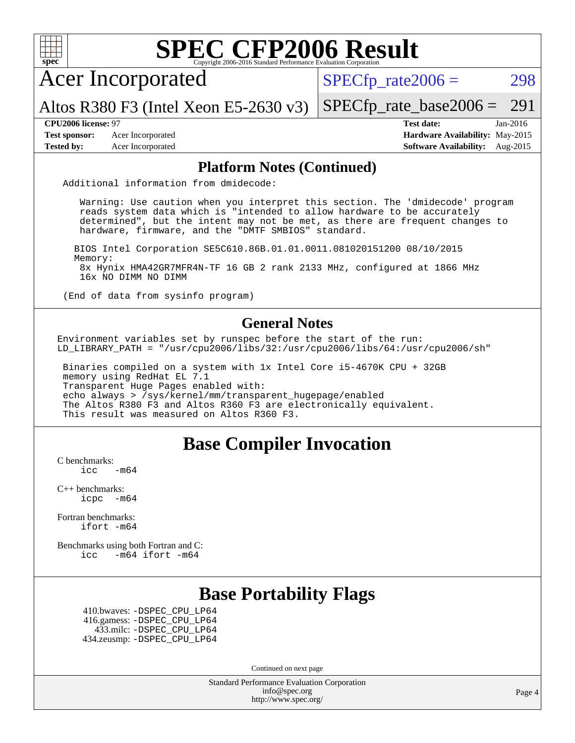# SPEC CFP2006 Result

Copyright 2006-2016 Standard Performance Evaluation Corporation

## Acer Incorporated

Altos R380 F3 (Intel Xeon E5-2630 v3)

SPECfp_rate2006 = 298

SPECfp_rate_base2006 = 291

| | | | |
|---|---|---|---|
| **CPU2006 license:** | 97 | **Test date:** | Jan-2016 |
| **Test sponsor:** | Acer Incorporated | **Hardware Availability:** | May-2015 |
| **Tested by:** | Acer Incorporated | **Software Availability:** | Aug-2015 |

### Platform Notes (Continued)

```
Additional information from dmidecode:

   Warning: Use caution when you interpret this section. The 'dmidecode' program
   reads system data which is "intended to allow hardware to be accurately
   determined", but the intent may not be met, as there are frequent changes to
   hardware, firmware, and the "DMTF SMBIOS" standard.

  BIOS Intel Corporation SE5C610.86B.01.01.0011.081020151200 08/10/2015
  Memory:
   8x Hynix HMA42GR7MFR4N-TF 16 GB 2 rank 2133 MHz, configured at 1866 MHz
   16x NO DIMM NO DIMM

(End of data from sysinfo program)
```

### General Notes

```
Environment variables set by runspec before the start of the run:
LD_LIBRARY_PATH = "/usr/cpu2006/libs/32:/usr/cpu2006/libs/64:/usr/cpu2006/sh"

 Binaries compiled on a system with 1x Intel Core i5-4670K CPU + 32GB
 memory using RedHat EL 7.1
 Transparent Huge Pages enabled with:
 echo always > /sys/kernel/mm/transparent_hugepage/enabled
 The Altos R380 F3 and Altos R360 F3 are electronically equivalent.
 This result was measured on Altos R360 F3.
```

## Base Compiler Invocation

C benchmarks:
```
icc   -m64
```

C++ benchmarks:
```
icpc  -m64
```

Fortran benchmarks:
```
ifort -m64
```

Benchmarks using both Fortran and C:
```
icc   -m64 ifort -m64
```

## Base Portability Flags

410.bwaves: -DSPEC_CPU_LP64
416.gamess: -DSPEC_CPU_LP64
433.milc: -DSPEC_CPU_LP64
434.zeusmp: -DSPEC_CPU_LP64

Continued on next page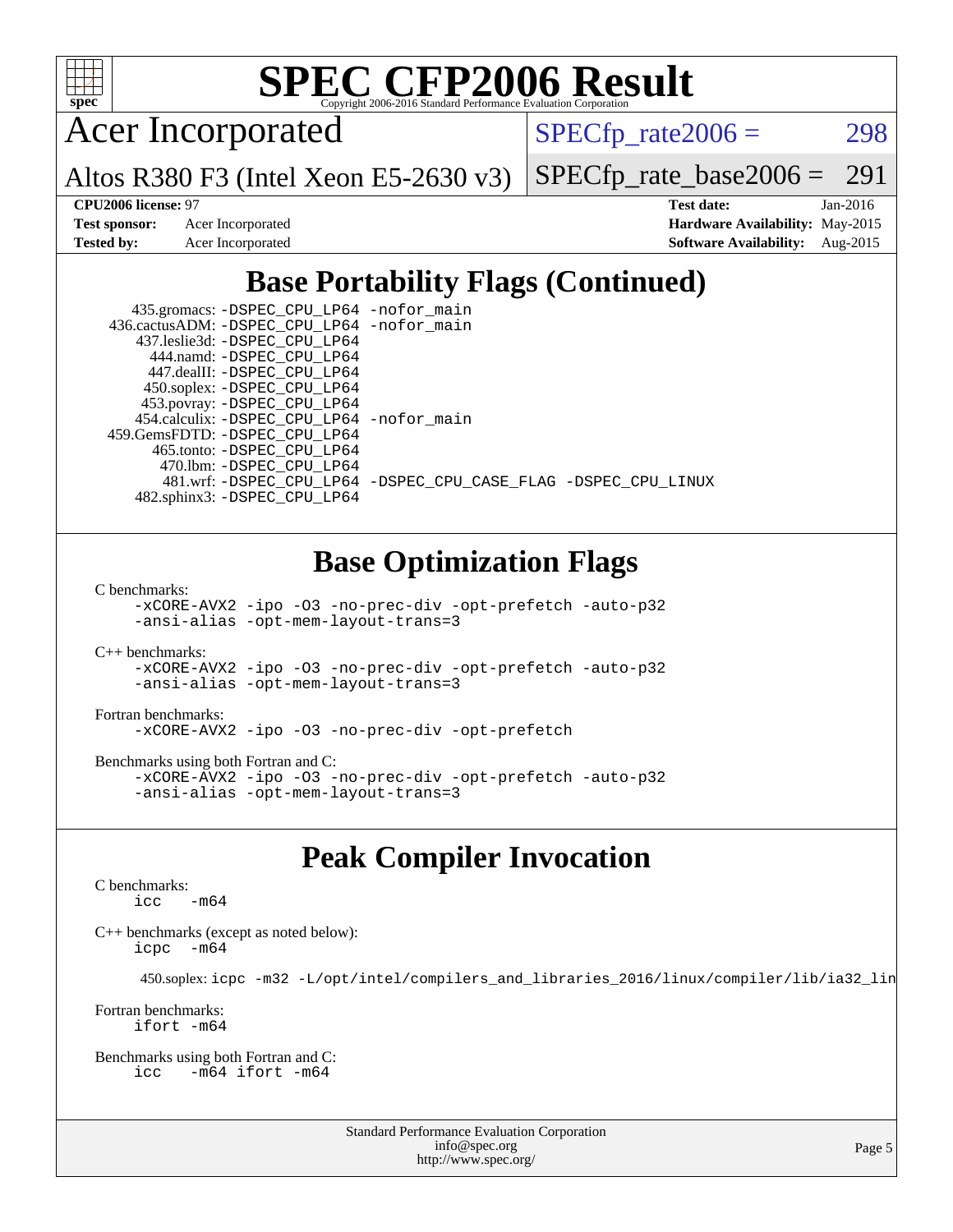# SPEC CFP2006 Result

Copyright 2006-2016 Standard Performance Evaluation Corporation

Acer Incorporated

Altos R380 F3 (Intel Xeon E5-2630 v3)

SPECfp_rate2006 = 298

SPECfp_rate_base2006 = 291

**CPU2006 license:** 97
**Test sponsor:** Acer Incorporated
**Tested by:** Acer Incorporated

**Test date:** Jan-2016
**Hardware Availability:** May-2015
**Software Availability:** Aug-2015

## Base Portability Flags (Continued)

```
    435.gromacs: -DSPEC_CPU_LP64 -nofor_main
   436.cactusADM: -DSPEC_CPU_LP64 -nofor_main
    437.leslie3d: -DSPEC_CPU_LP64
       444.namd: -DSPEC_CPU_LP64
      447.dealII: -DSPEC_CPU_LP64
     450.soplex: -DSPEC_CPU_LP64
     453.povray: -DSPEC_CPU_LP64
    454.calculix: -DSPEC_CPU_LP64 -nofor_main
  459.GemsFDTD: -DSPEC_CPU_LP64
      465.tonto: -DSPEC_CPU_LP64
        470.lbm: -DSPEC_CPU_LP64
        481.wrf: -DSPEC_CPU_LP64 -DSPEC_CPU_CASE_FLAG -DSPEC_CPU_LINUX
     482.sphinx3: -DSPEC_CPU_LP64
```

## Base Optimization Flags

C benchmarks:
```
-xCORE-AVX2 -ipo -O3 -no-prec-div -opt-prefetch -auto-p32
-ansi-alias -opt-mem-layout-trans=3
```

C++ benchmarks:
```
-xCORE-AVX2 -ipo -O3 -no-prec-div -opt-prefetch -auto-p32
-ansi-alias -opt-mem-layout-trans=3
```

Fortran benchmarks:
```
-xCORE-AVX2 -ipo -O3 -no-prec-div -opt-prefetch
```

Benchmarks using both Fortran and C:
```
-xCORE-AVX2 -ipo -O3 -no-prec-div -opt-prefetch -auto-p32
-ansi-alias -opt-mem-layout-trans=3
```

## Peak Compiler Invocation

C benchmarks:
```
icc  -m64
```

C++ benchmarks (except as noted below):
```
icpc  -m64
```

450.soplex: `icpc -m32 -L/opt/intel/compilers_and_libraries_2016/linux/compiler/lib/ia32_lin`

Fortran benchmarks:
```
ifort -m64
```

Benchmarks using both Fortran and C:
```
icc  -m64 ifort -m64
```

Standard Performance Evaluation Corporation
info@spec.org
http://www.spec.org/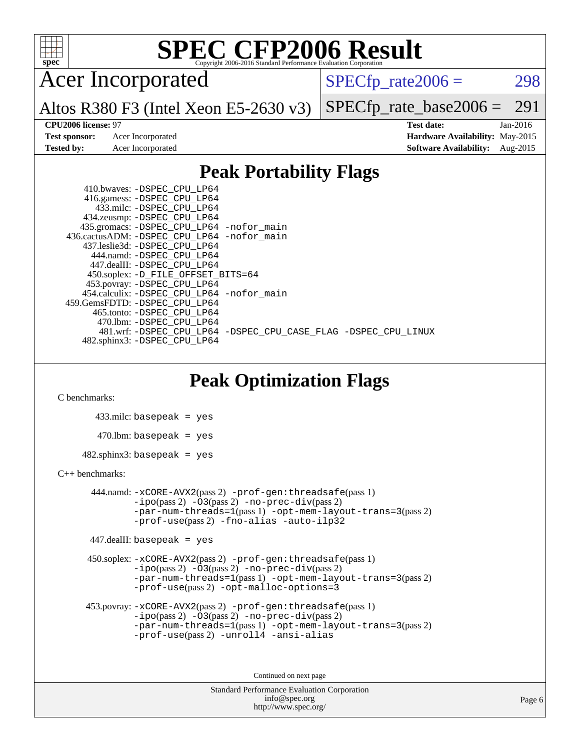# SPEC CFP2006 Result

Copyright 2006-2016 Standard Performance Evaluation Corporation

## Acer Incorporated

Altos R380 F3 (Intel Xeon E5-2630 v3)

SPECfp_rate2006 = 298

SPECfp_rate_base2006 = 291

**CPU2006 license:** 97
**Test sponsor:** Acer Incorporated
**Tested by:** Acer Incorporated

**Test date:** Jan-2016
**Hardware Availability:** May-2015
**Software Availability:** Aug-2015

## Peak Portability Flags

410.bwaves: -DSPEC_CPU_LP64
416.gamess: -DSPEC_CPU_LP64
433.milc: -DSPEC_CPU_LP64
434.zeusmp: -DSPEC_CPU_LP64
435.gromacs: -DSPEC_CPU_LP64 -nofor_main
436.cactusADM: -DSPEC_CPU_LP64 -nofor_main
437.leslie3d: -DSPEC_CPU_LP64
444.namd: -DSPEC_CPU_LP64
447.dealII: -DSPEC_CPU_LP64
450.soplex: -D_FILE_OFFSET_BITS=64
453.povray: -DSPEC_CPU_LP64
454.calculix: -DSPEC_CPU_LP64 -nofor_main
459.GemsFDTD: -DSPEC_CPU_LP64
465.tonto: -DSPEC_CPU_LP64
470.lbm: -DSPEC_CPU_LP64
481.wrf: -DSPEC_CPU_LP64 -DSPEC_CPU_CASE_FLAG -DSPEC_CPU_LINUX
482.sphinx3: -DSPEC_CPU_LP64

## Peak Optimization Flags

C benchmarks:

433.milc: basepeak = yes

470.lbm: basepeak = yes

482.sphinx3: basepeak = yes

C++ benchmarks:

444.namd: -xCORE-AVX2(pass 2) -prof-gen:threadsafe(pass 1) -ipo(pass 2) -O3(pass 2) -no-prec-div(pass 2) -par-num-threads=1(pass 1) -opt-mem-layout-trans=3(pass 2) -prof-use(pass 2) -fno-alias -auto-ilp32

447.dealII: basepeak = yes

450.soplex: -xCORE-AVX2(pass 2) -prof-gen:threadsafe(pass 1) -ipo(pass 2) -O3(pass 2) -no-prec-div(pass 2) -par-num-threads=1(pass 1) -opt-mem-layout-trans=3(pass 2) -prof-use(pass 2) -opt-malloc-options=3

453.povray: -xCORE-AVX2(pass 2) -prof-gen:threadsafe(pass 1) -ipo(pass 2) -O3(pass 2) -no-prec-div(pass 2) -par-num-threads=1(pass 1) -opt-mem-layout-trans=3(pass 2) -prof-use(pass 2) -unroll4 -ansi-alias

Continued on next page

Standard Performance Evaluation Corporation
info@spec.org
http://www.spec.org/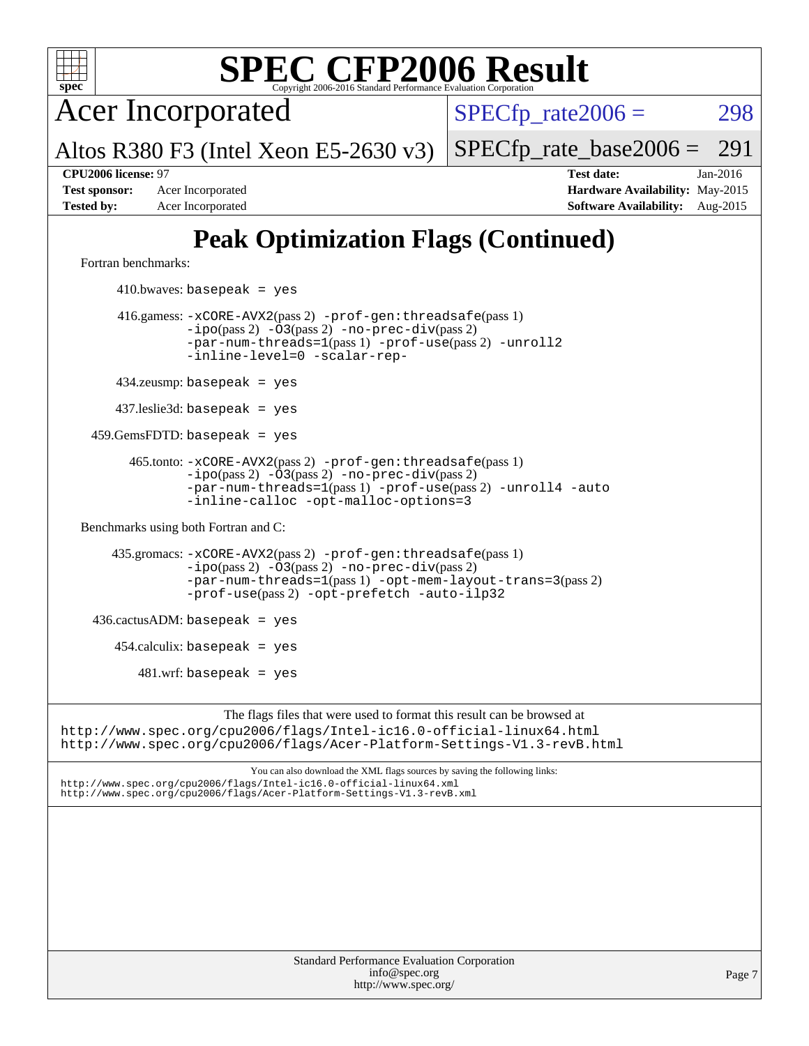# SPEC CFP2006 Result

Copyright 2006-2016 Standard Performance Evaluation Corporation

**Acer Incorporated**

**Altos R380 F3 (Intel Xeon E5-2630 v3)**

SPECfp_rate2006 = 298

SPECfp_rate_base2006 = 291

**CPU2006 license:** 97

**Test sponsor:** Acer Incorporated

**Tested by:** Acer Incorporated

**Test date:** Jan-2016

**Hardware Availability:** May-2015

**Software Availability:** Aug-2015

## Peak Optimization Flags (Continued)

Fortran benchmarks:

410.bwaves: `basepeak = yes`

416.gamess: `-xCORE-AVX2`(pass 2) `-prof-gen:threadsafe`(pass 1) `-ipo`(pass 2) `-O3`(pass 2) `-no-prec-div`(pass 2) `-par-num-threads=1`(pass 1) `-prof-use`(pass 2) `-unroll2` `-inline-level=0` `-scalar-rep-`

434.zeusmp: `basepeak = yes`

437.leslie3d: `basepeak = yes`

459.GemsFDTD: `basepeak = yes`

465.tonto: `-xCORE-AVX2`(pass 2) `-prof-gen:threadsafe`(pass 1) `-ipo`(pass 2) `-O3`(pass 2) `-no-prec-div`(pass 2) `-par-num-threads=1`(pass 1) `-prof-use`(pass 2) `-unroll4` `-auto` `-inline-calloc` `-opt-malloc-options=3`

Benchmarks using both Fortran and C:

435.gromacs: `-xCORE-AVX2`(pass 2) `-prof-gen:threadsafe`(pass 1) `-ipo`(pass 2) `-O3`(pass 2) `-no-prec-div`(pass 2) `-par-num-threads=1`(pass 1) `-opt-mem-layout-trans=3`(pass 2) `-prof-use`(pass 2) `-opt-prefetch` `-auto-ilp32`

436.cactusADM: `basepeak = yes`

454.calculix: `basepeak = yes`

481.wrf: `basepeak = yes`

The flags files that were used to format this result can be browsed at
http://www.spec.org/cpu2006/flags/Intel-ic16.0-official-linux64.html
http://www.spec.org/cpu2006/flags/Acer-Platform-Settings-V1.3-revB.html

You can also download the XML flags sources by saving the following links:
http://www.spec.org/cpu2006/flags/Intel-ic16.0-official-linux64.xml
http://www.spec.org/cpu2006/flags/Acer-Platform-Settings-V1.3-revB.xml

Standard Performance Evaluation Corporation
info@spec.org
http://www.spec.org/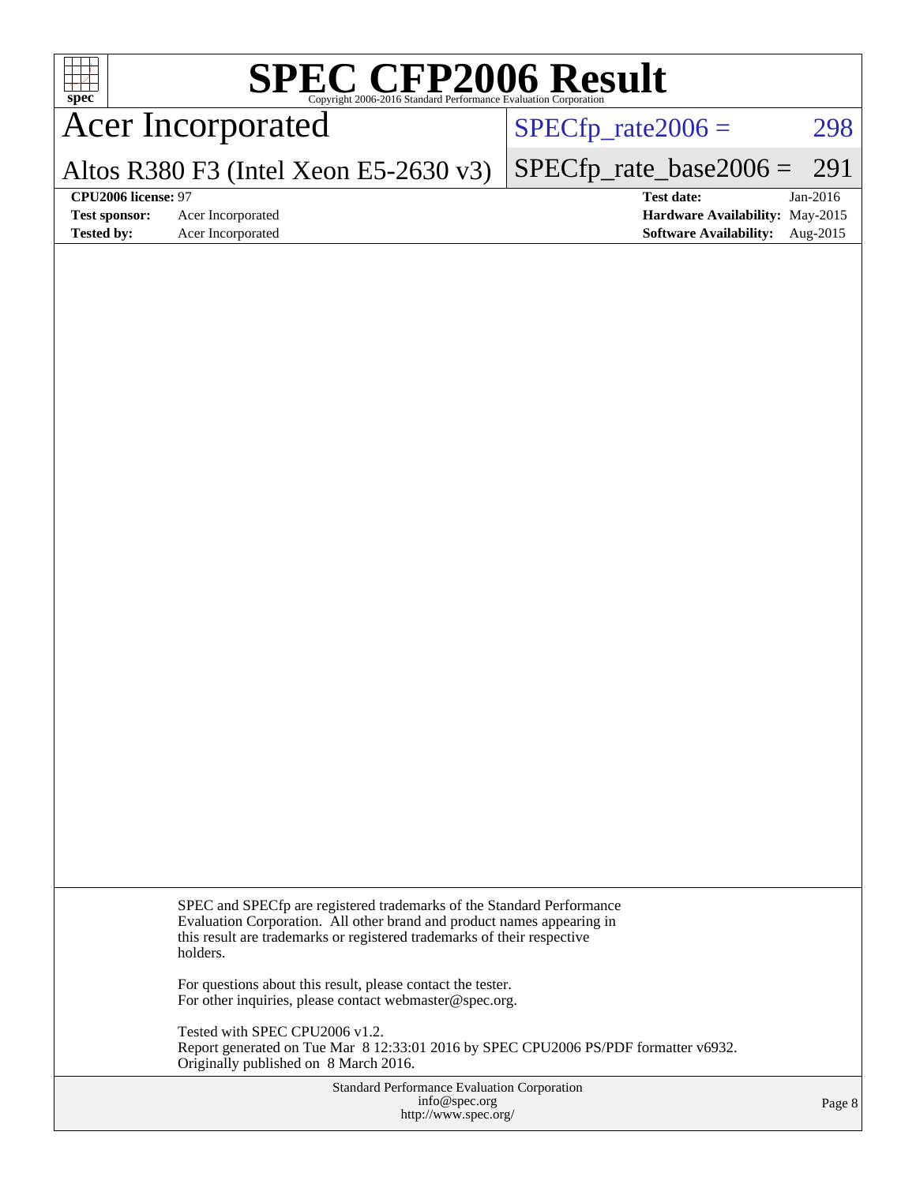SPEC and SPECfp are registered trademarks of the Standard Performance Evaluation Corporation. All other brand and product names appearing in this result are trademarks or registered trademarks of their respective holders.

For questions about this result, please contact the tester.
For other inquiries, please contact webmaster@spec.org.

Tested with SPEC CPU2006 v1.2.
Report generated on Tue Mar 8 12:33:01 2016 by SPEC CPU2006 PS/PDF formatter v6932.
Originally published on 8 March 2016.